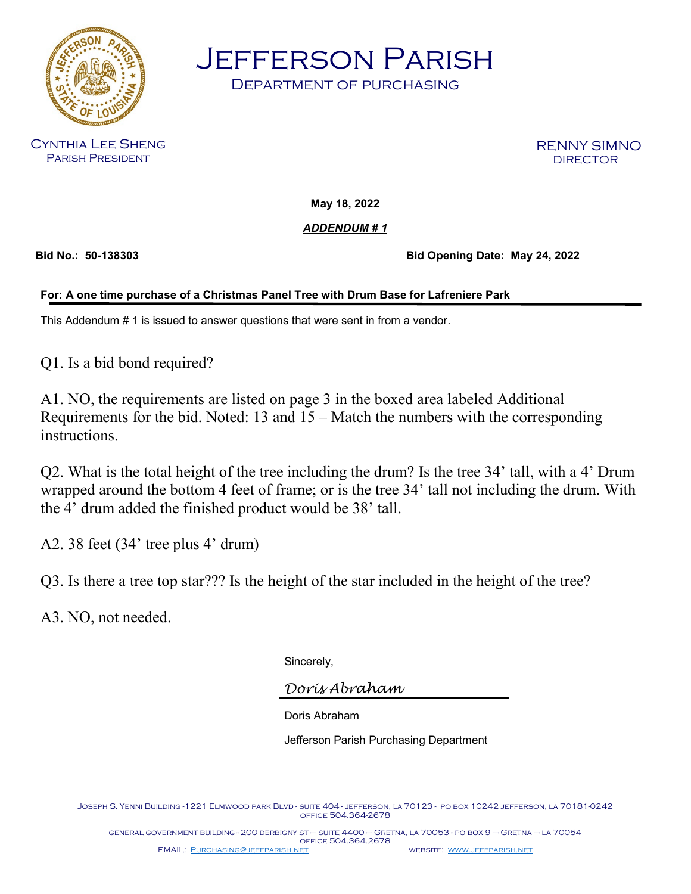# Jefferson Parish

## Department of Purchasing

Cynthia Lee Sheng
Parish President

Renny Simno
Director

**May 18, 2022**

***ADDENDUM # 1***

**Bid No.: 50-138303** **Bid Opening Date: May 24, 2022**

**For: A one time purchase of a Christmas Panel Tree with Drum Base for Lafreniere Park**

This Addendum # 1 is issued to answer questions that were sent in from a vendor.

Q1. Is a bid bond required?

A1. NO, the requirements are listed on page 3 in the boxed area labeled Additional Requirements for the bid. Noted: 13 and 15 – Match the numbers with the corresponding instructions.

Q2. What is the total height of the tree including the drum? Is the tree 34' tall, with a 4' Drum wrapped around the bottom 4 feet of frame; or is the tree 34' tall not including the drum. With the 4' drum added the finished product would be 38' tall.

A2. 38 feet (34' tree plus 4' drum)

Q3. Is there a tree top star??? Is the height of the star included in the height of the tree?

A3. NO, not needed.

Sincerely,

*Doris Abraham*

Doris Abraham

Jefferson Parish Purchasing Department

Joseph S. Yenni Building - 1221 Elmwood Park Blvd - Suite 404 - Jefferson, LA 70123 - PO Box 10242 Jefferson, LA 70181-0242
Office 504.364.2678

General Government Building - 200 Derbigny St – Suite 4400 – Gretna, LA 70053 - PO Box 9 – Gretna – LA 70054
Office 504.364.2678

EMAIL: Purchasing@jeffparish.net WEBSITE: www.jeffparish.net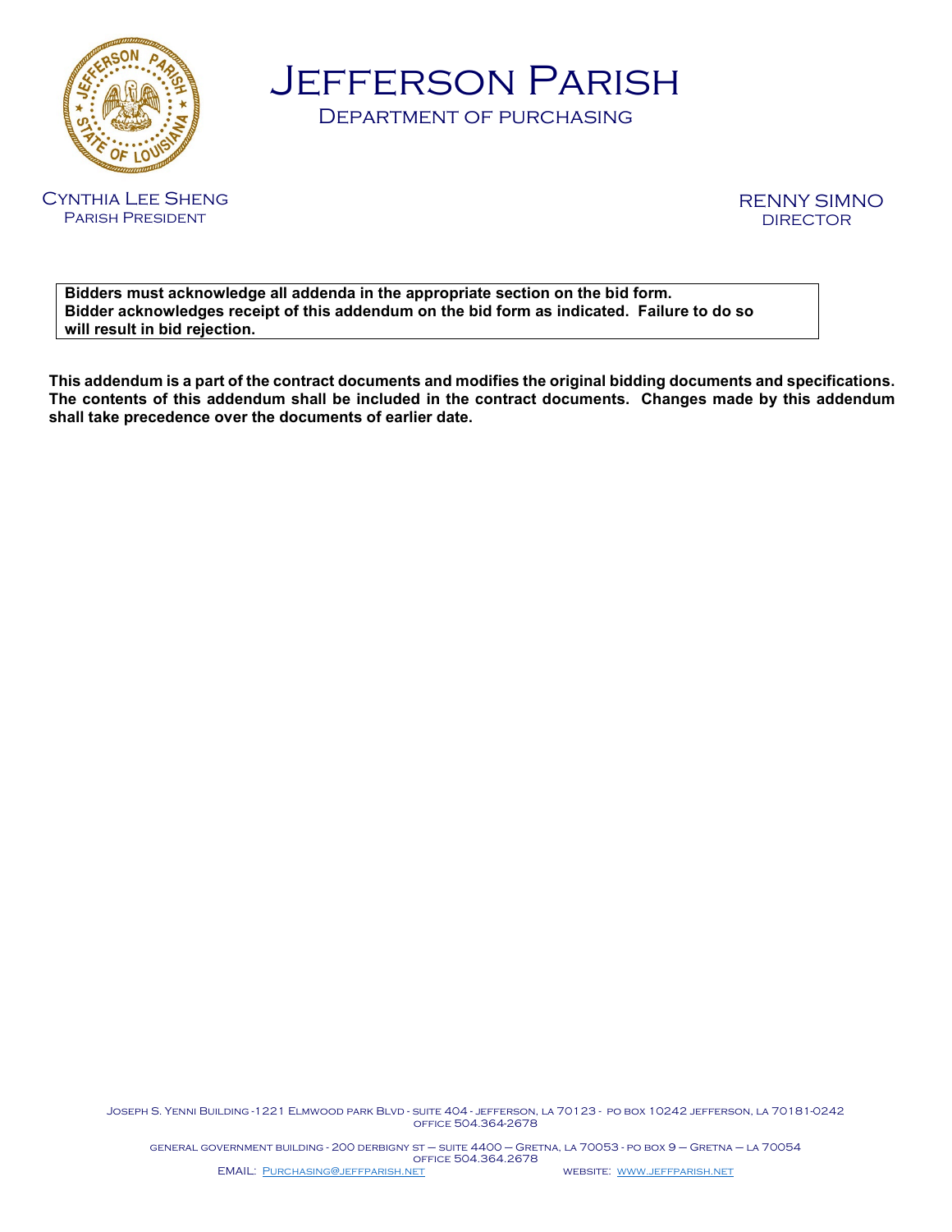# Jefferson Parish

Department of purchasing

Cynthia Lee Sheng
Parish President

RENNY SIMNO
DIRECTOR

**Bidders must acknowledge all addenda in the appropriate section on the bid form. Bidder acknowledges receipt of this addendum on the bid form as indicated. Failure to do so will result in bid rejection.**

**This addendum is a part of the contract documents and modifies the original bidding documents and specifications. The contents of this addendum shall be included in the contract documents. Changes made by this addendum shall take precedence over the documents of earlier date.**

Joseph S. Yenni Building -1221 Elmwood park Blvd - suite 404 - jefferson, la 70123 - po box 10242 jefferson, la 70181-0242
office 504.364-2678

general government building - 200 derbigny st – suite 4400 – Gretna, la 70053 - po box 9 – Gretna – la 70054
office 504.364.2678

EMAIL: Purchasing@jeffparish.net website: www.jeffparish.net